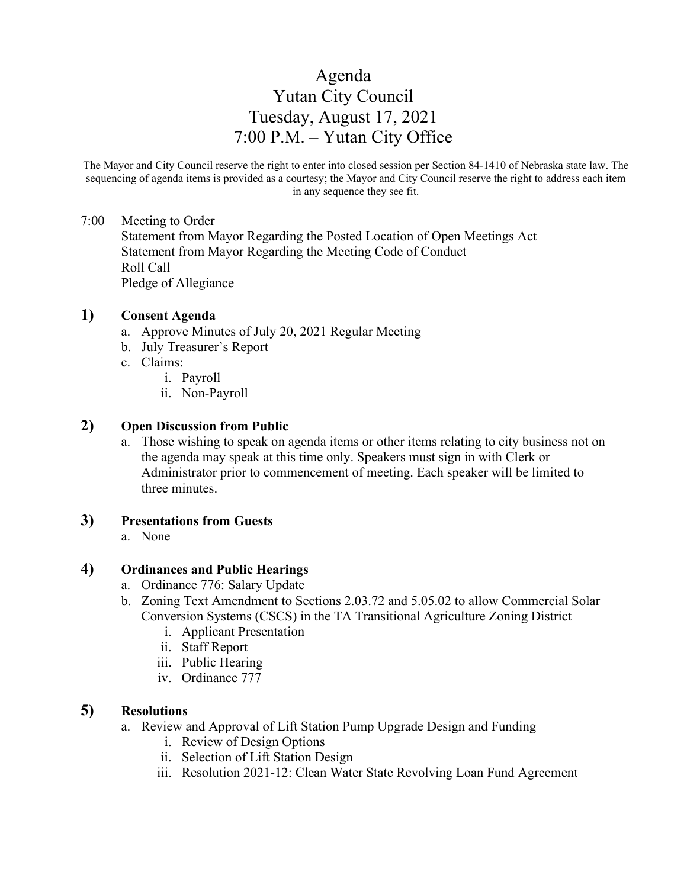# Agenda
# Yutan City Council
# Tuesday, August 17, 2021
# 7:00 P.M. – Yutan City Office

The Mayor and City Council reserve the right to enter into closed session per Section 84-1410 of Nebraska state law. The sequencing of agenda items is provided as a courtesy; the Mayor and City Council reserve the right to address each item in any sequence they see fit.

7:00 Meeting to Order
Statement from Mayor Regarding the Posted Location of Open Meetings Act
Statement from Mayor Regarding the Meeting Code of Conduct
Roll Call
Pledge of Allegiance

**1) Consent Agenda**

a. Approve Minutes of July 20, 2021 Regular Meeting
b. July Treasurer's Report
c. Claims:
   i. Payroll
   ii. Non-Payroll

**2) Open Discussion from Public**

a. Those wishing to speak on agenda items or other items relating to city business not on the agenda may speak at this time only. Speakers must sign in with Clerk or Administrator prior to commencement of meeting. Each speaker will be limited to three minutes.

**3) Presentations from Guests**

a. None

**4) Ordinances and Public Hearings**

a. Ordinance 776: Salary Update
b. Zoning Text Amendment to Sections 2.03.72 and 5.05.02 to allow Commercial Solar Conversion Systems (CSCS) in the TA Transitional Agriculture Zoning District
   i. Applicant Presentation
   ii. Staff Report
   iii. Public Hearing
   iv. Ordinance 777

**5) Resolutions**

a. Review and Approval of Lift Station Pump Upgrade Design and Funding
   i. Review of Design Options
   ii. Selection of Lift Station Design
   iii. Resolution 2021-12: Clean Water State Revolving Loan Fund Agreement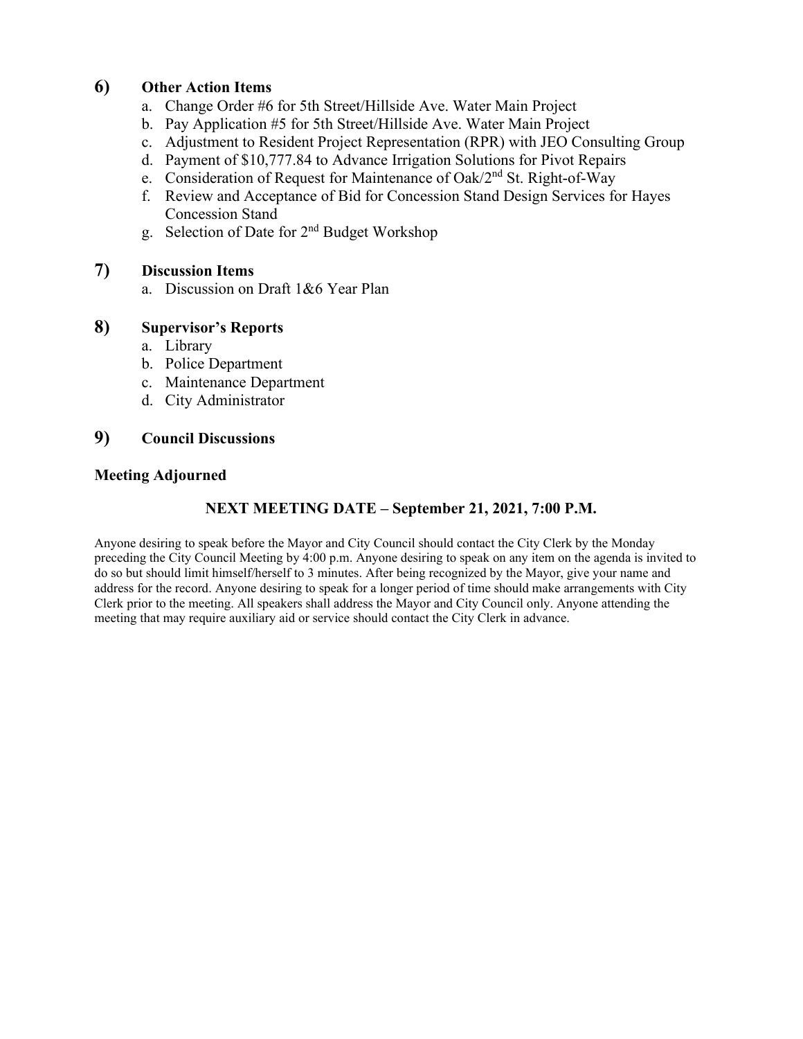## 6) Other Action Items

a. Change Order #6 for 5th Street/Hillside Ave. Water Main Project
b. Pay Application #5 for 5th Street/Hillside Ave. Water Main Project
c. Adjustment to Resident Project Representation (RPR) with JEO Consulting Group
d. Payment of $10,777.84 to Advance Irrigation Solutions for Pivot Repairs
e. Consideration of Request for Maintenance of Oak/2nd St. Right-of-Way
f. Review and Acceptance of Bid for Concession Stand Design Services for Hayes Concession Stand
g. Selection of Date for 2nd Budget Workshop

## 7) Discussion Items

a. Discussion on Draft 1&6 Year Plan

## 8) Supervisor's Reports

a. Library
b. Police Department
c. Maintenance Department
d. City Administrator

## 9) Council Discussions

**Meeting Adjourned**

**NEXT MEETING DATE – September 21, 2021, 7:00 P.M.**

Anyone desiring to speak before the Mayor and City Council should contact the City Clerk by the Monday preceding the City Council Meeting by 4:00 p.m. Anyone desiring to speak on any item on the agenda is invited to do so but should limit himself/herself to 3 minutes. After being recognized by the Mayor, give your name and address for the record. Anyone desiring to speak for a longer period of time should make arrangements with City Clerk prior to the meeting. All speakers shall address the Mayor and City Council only. Anyone attending the meeting that may require auxiliary aid or service should contact the City Clerk in advance.